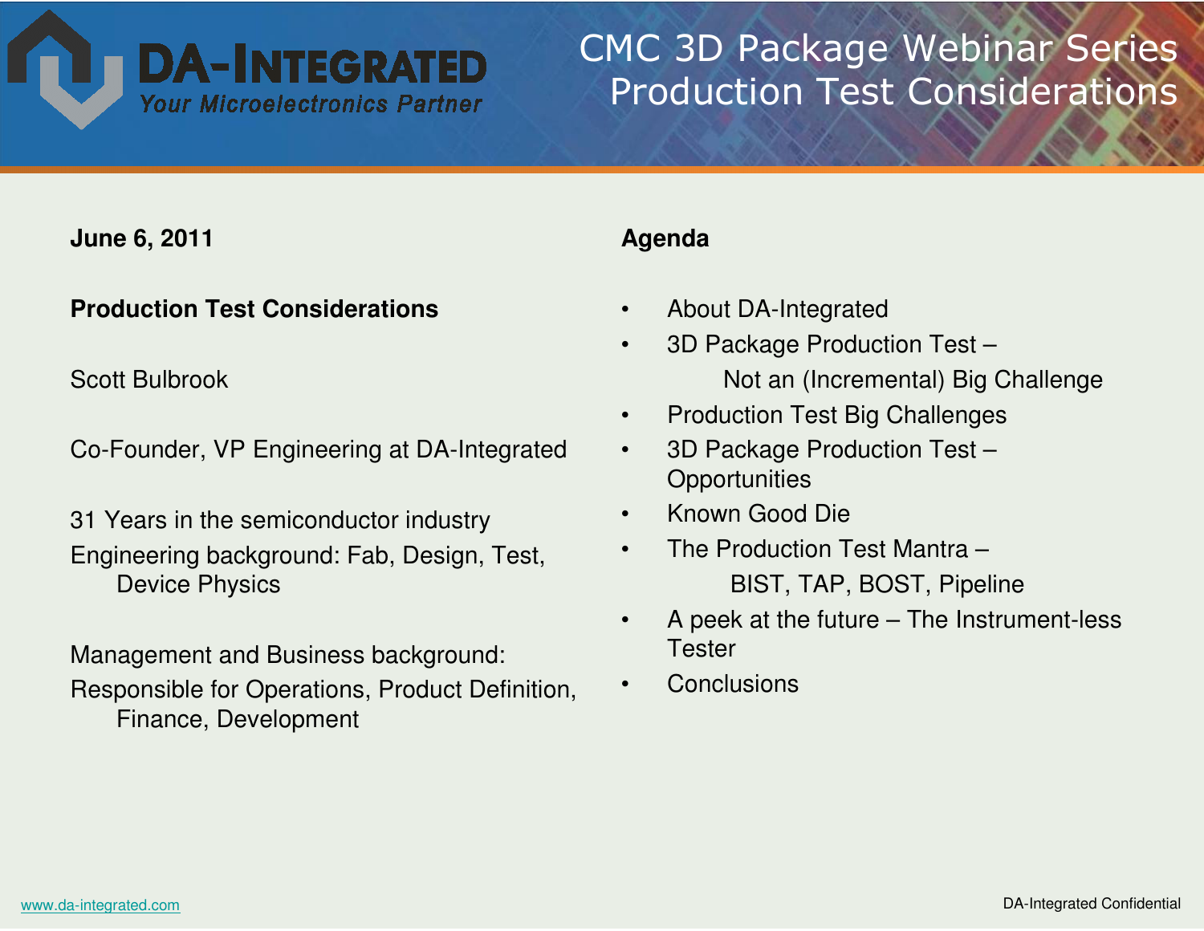# CMC 3D Package Webinar Series
# Production Test Considerations

DA-INTEGRATED
*Your Microelectronics Partner*

**June 6, 2011**

**Production Test Considerations**

Scott Bulbrook

Co-Founder, VP Engineering at DA-Integrated

31 Years in the semiconductor industry
Engineering background: Fab, Design, Test, Device Physics

Management and Business background:
Responsible for Operations, Product Definition, Finance, Development

**Agenda**

- About DA-Integrated
- 3D Package Production Test – Not an (Incremental) Big Challenge
- Production Test Big Challenges
- 3D Package Production Test – Opportunities
- Known Good Die
- The Production Test Mantra – BIST, TAP, BOST, Pipeline
- A peek at the future – The Instrument-less Tester
- Conclusions

www.da-integrated.com

DA-Integrated Confidential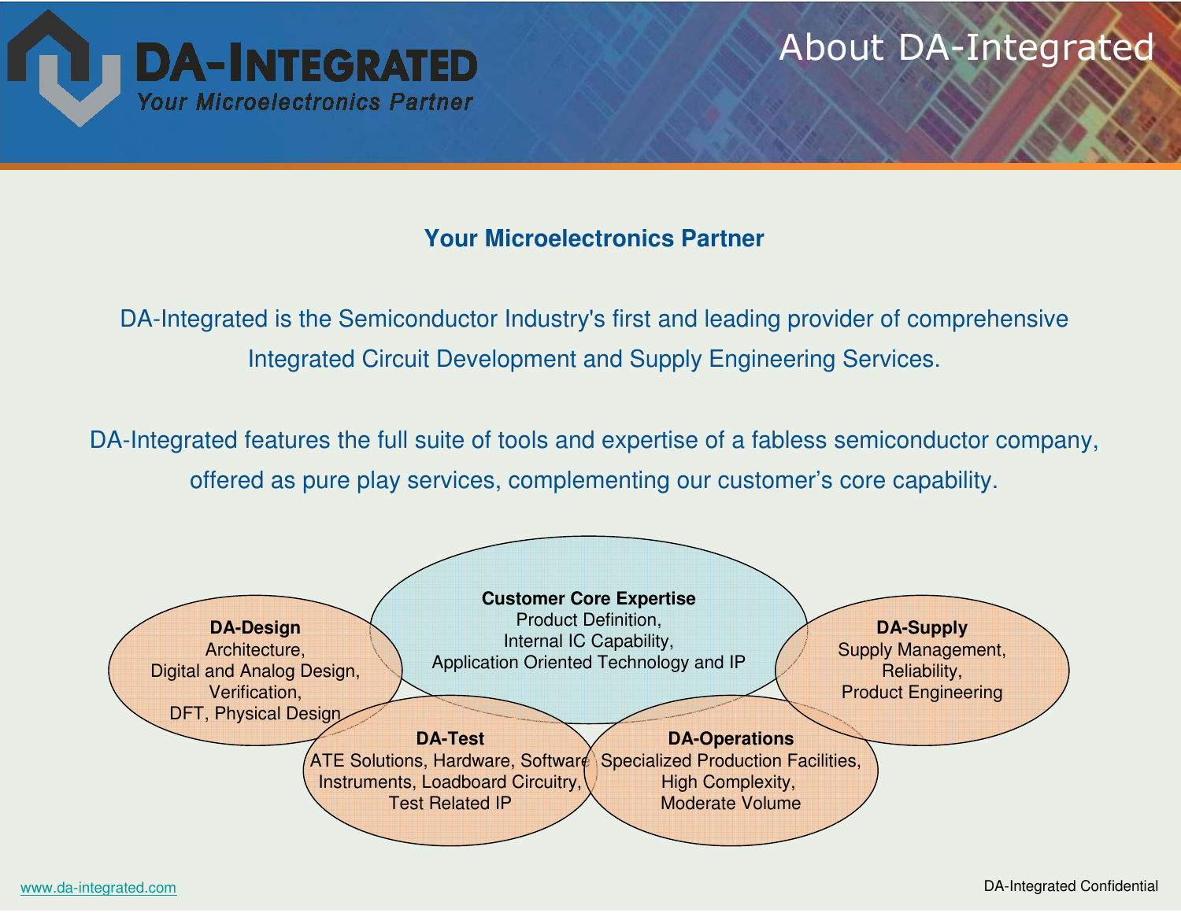# About DA-Integrated

**DA-INTEGRATED**
*Your Microelectronics Partner*

## Your Microelectronics Partner

DA-Integrated is the Semiconductor Industry's first and leading provider of comprehensive Integrated Circuit Development and Supply Engineering Services.

DA-Integrated features the full suite of tools and expertise of a fabless semiconductor company, offered as pure play services, complementing our customer's core capability.

**Customer Core Expertise**
Product Definition,
Internal IC Capability,
Application Oriented Technology and IP

**DA-Design**
Architecture,
Digital and Analog Design,
Verification,
DFT, Physical Design

**DA-Supply**
Supply Management,
Reliability,
Product Engineering

**DA-Test**
ATE Solutions, Hardware, Software
Instruments, Loadboard Circuitry,
Test Related IP

**DA-Operations**
Specialized Production Facilities,
High Complexity,
Moderate Volume

www.da-integrated.com

DA-Integrated Confidential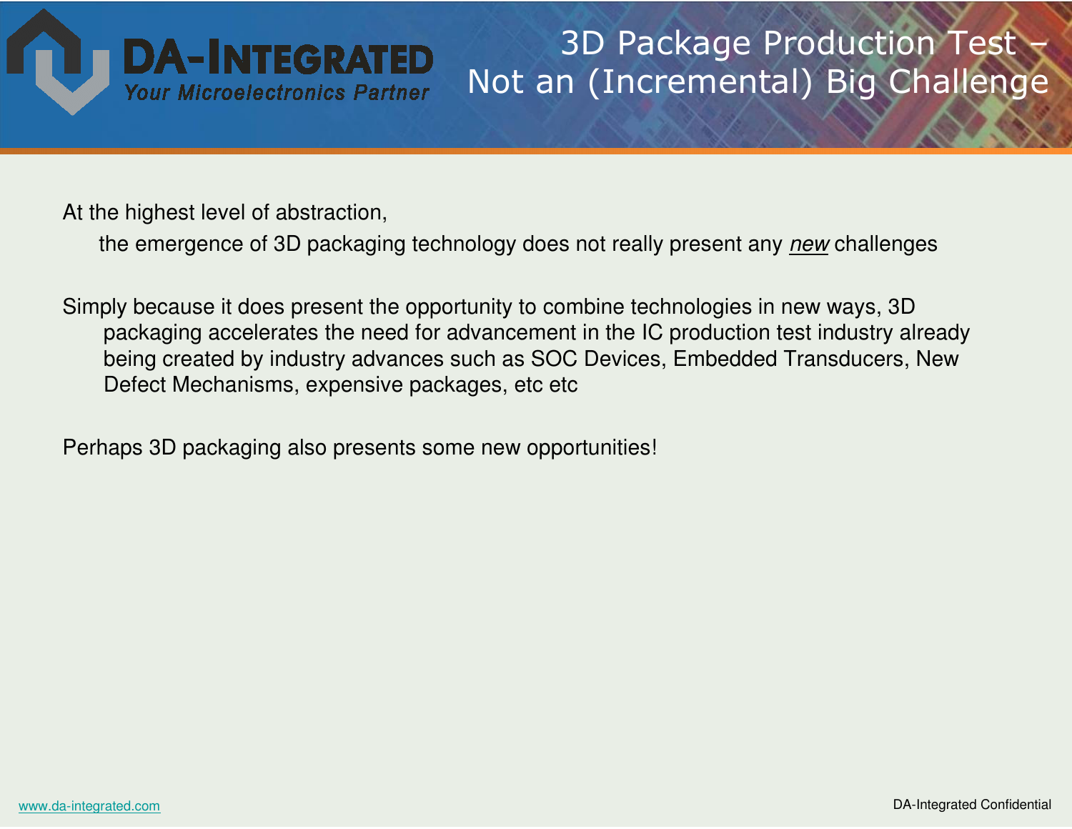# 3D Package Production Test – Not an (Incremental) Big Challenge

At the highest level of abstraction,

the emergence of 3D packaging technology does not really present any *new* challenges

Simply because it does present the opportunity to combine technologies in new ways, 3D packaging accelerates the need for advancement in the IC production test industry already being created by industry advances such as SOC Devices, Embedded Transducers, New Defect Mechanisms, expensive packages, etc etc

Perhaps 3D packaging also presents some new opportunities!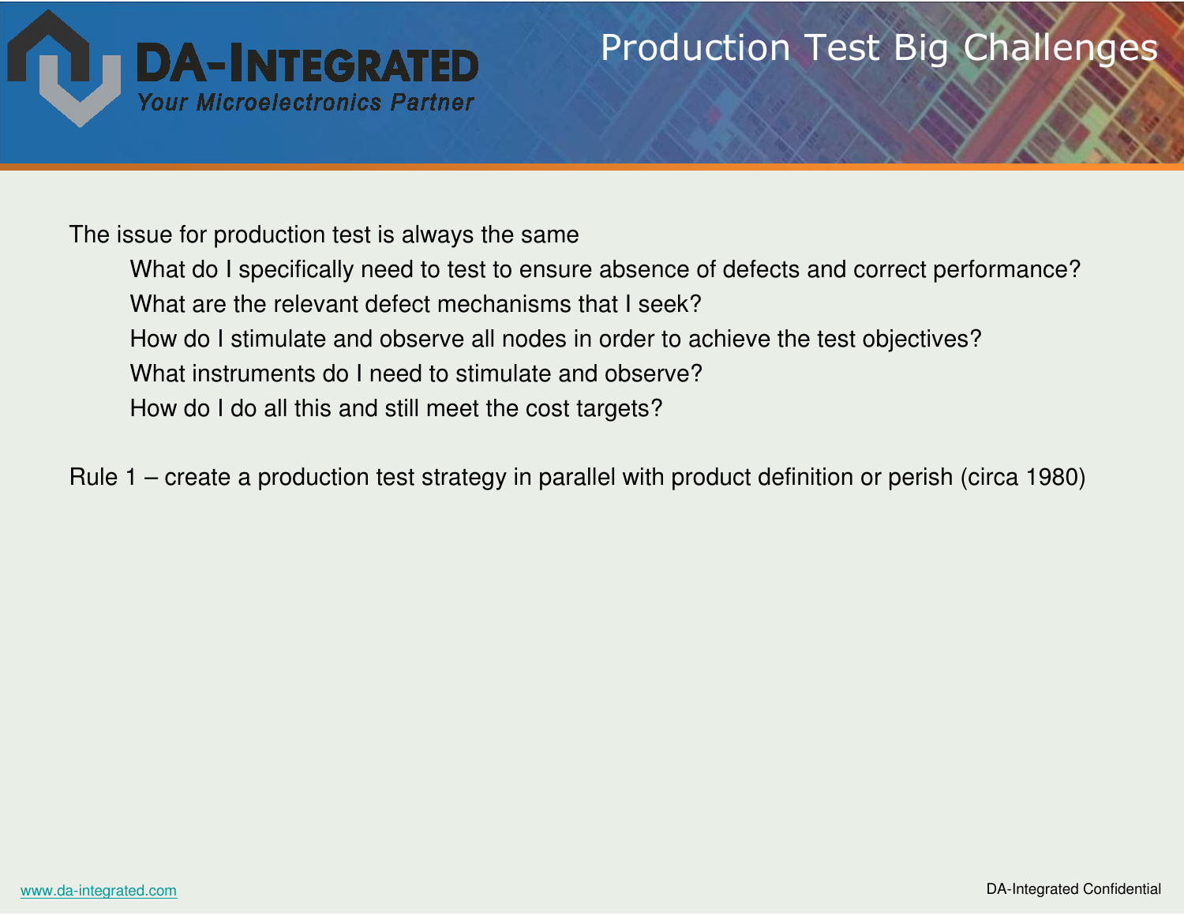# Production Test Big Challenges

The issue for production test is always the same

- What do I specifically need to test to ensure absence of defects and correct performance?
- What are the relevant defect mechanisms that I seek?
- How do I stimulate and observe all nodes in order to achieve the test objectives?
- What instruments do I need to stimulate and observe?
- How do I do all this and still meet the cost targets?

Rule 1 – create a production test strategy in parallel with product definition or perish (circa 1980)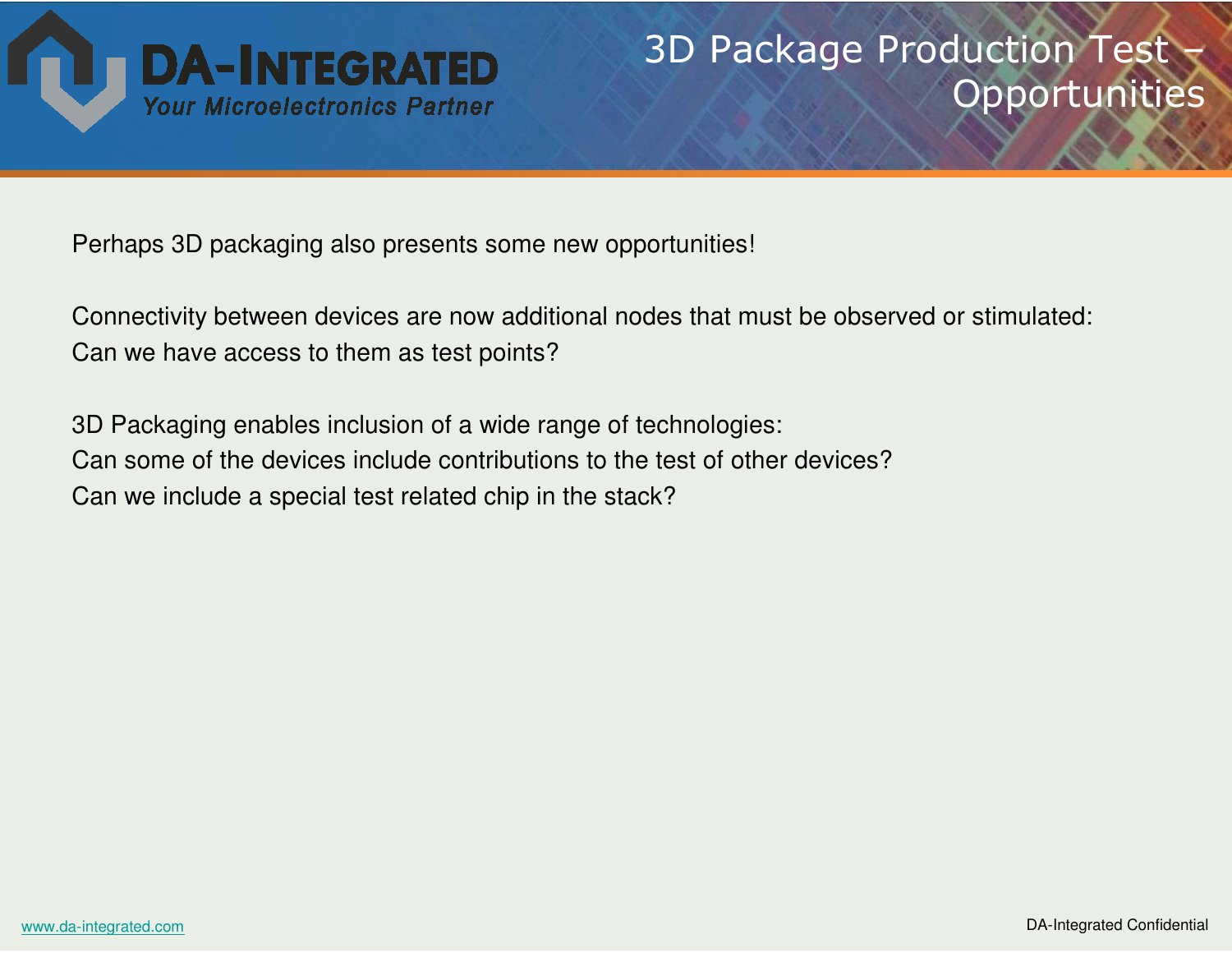# 3D Package Production Test – Opportunities

Perhaps 3D packaging also presents some new opportunities!

Connectivity between devices are now additional nodes that must be observed or stimulated:
Can we have access to them as test points?

3D Packaging enables inclusion of a wide range of technologies:
Can some of the devices include contributions to the test of other devices?
Can we include a special test related chip in the stack?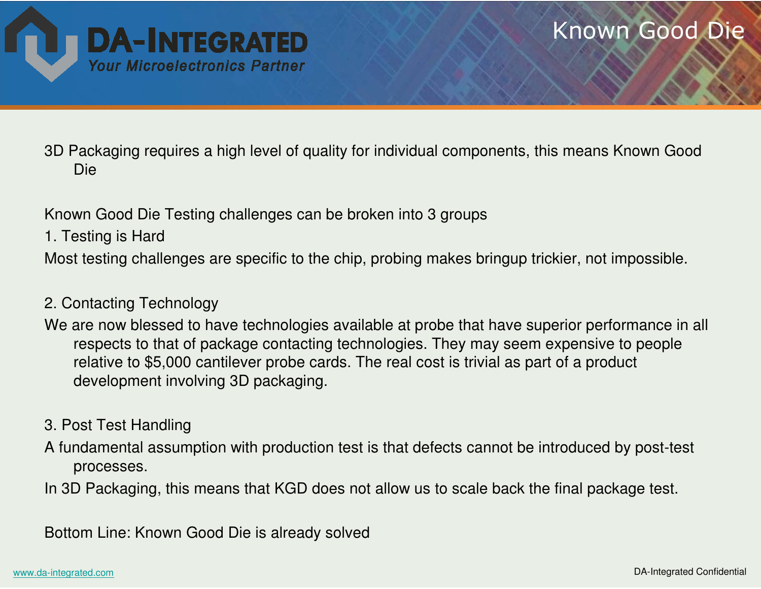# Known Good Die

3D Packaging requires a high level of quality for individual components, this means Known Good Die

Known Good Die Testing challenges can be broken into 3 groups

1. Testing is Hard

Most testing challenges are specific to the chip, probing makes bringup trickier, not impossible.

2. Contacting Technology

We are now blessed to have technologies available at probe that have superior performance in all respects to that of package contacting technologies. They may seem expensive to people relative to $5,000 cantilever probe cards. The real cost is trivial as part of a product development involving 3D packaging.

3. Post Test Handling

A fundamental assumption with production test is that defects cannot be introduced by post-test processes.

In 3D Packaging, this means that KGD does not allow us to scale back the final package test.

Bottom Line: Known Good Die is already solved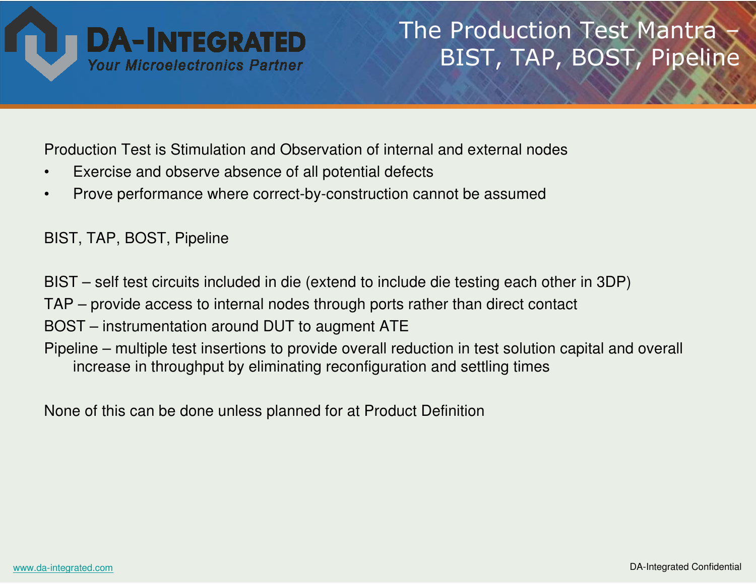# The Production Test Mantra – BIST, TAP, BOST, Pipeline

Production Test is Stimulation and Observation of internal and external nodes

- Exercise and observe absence of all potential defects
- Prove performance where correct-by-construction cannot be assumed

BIST, TAP, BOST, Pipeline

BIST – self test circuits included in die (extend to include die testing each other in 3DP)

TAP – provide access to internal nodes through ports rather than direct contact

BOST – instrumentation around DUT to augment ATE

Pipeline – multiple test insertions to provide overall reduction in test solution capital and overall increase in throughput by eliminating reconfiguration and settling times

None of this can be done unless planned for at Product Definition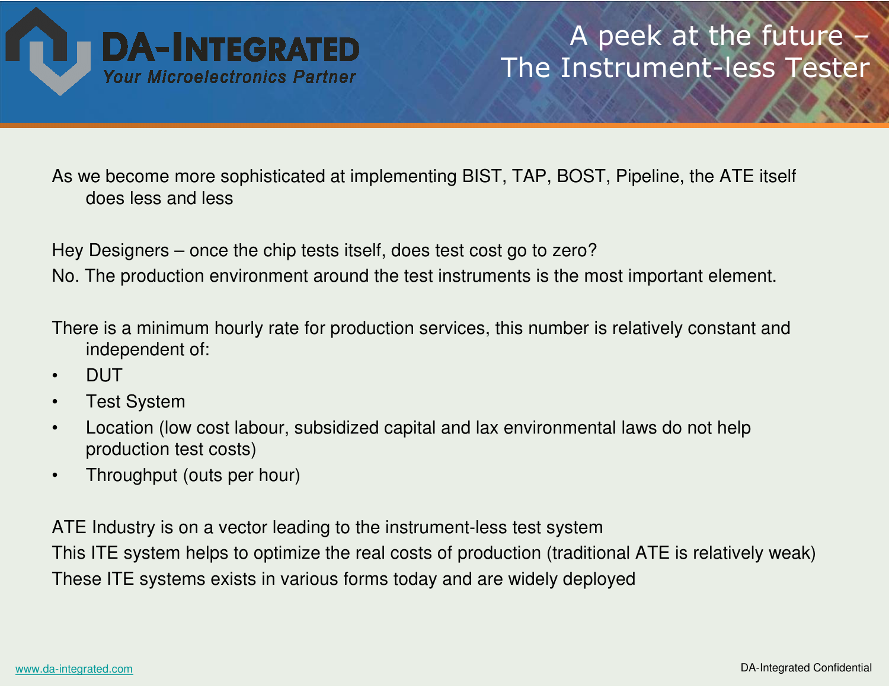# A peek at the future – The Instrument-less Tester

As we become more sophisticated at implementing BIST, TAP, BOST, Pipeline, the ATE itself does less and less

Hey Designers – once the chip tests itself, does test cost go to zero?

No. The production environment around the test instruments is the most important element.

There is a minimum hourly rate for production services, this number is relatively constant and independent of:

- DUT
- Test System
- Location (low cost labour, subsidized capital and lax environmental laws do not help production test costs)
- Throughput (outs per hour)

ATE Industry is on a vector leading to the instrument-less test system

This ITE system helps to optimize the real costs of production (traditional ATE is relatively weak)

These ITE systems exists in various forms today and are widely deployed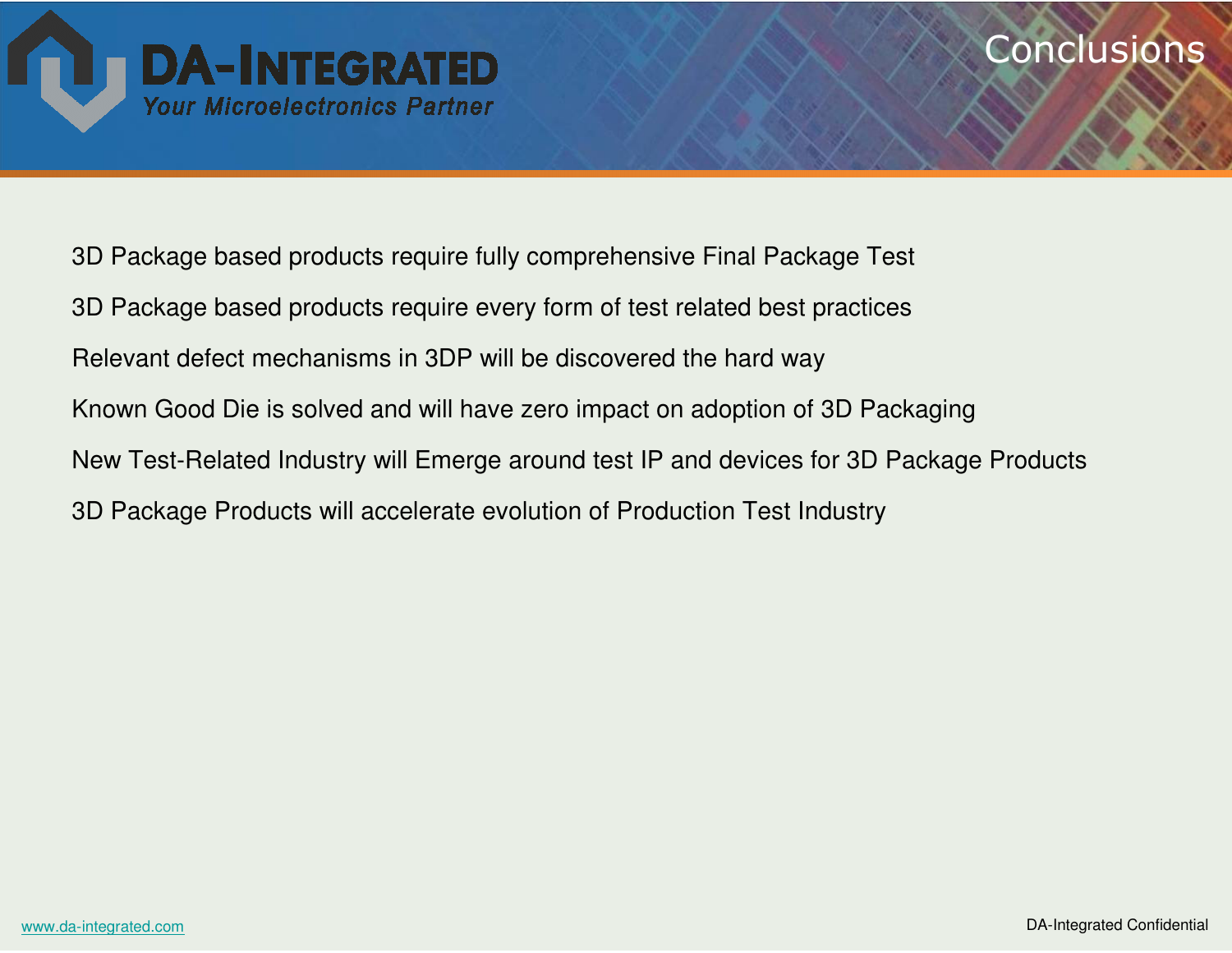# Conclusions

3D Package based products require fully comprehensive Final Package Test

3D Package based products require every form of test related best practices

Relevant defect mechanisms in 3DP will be discovered the hard way

Known Good Die is solved and will have zero impact on adoption of 3D Packaging

New Test-Related Industry will Emerge around test IP and devices for 3D Package Products

3D Package Products will accelerate evolution of Production Test Industry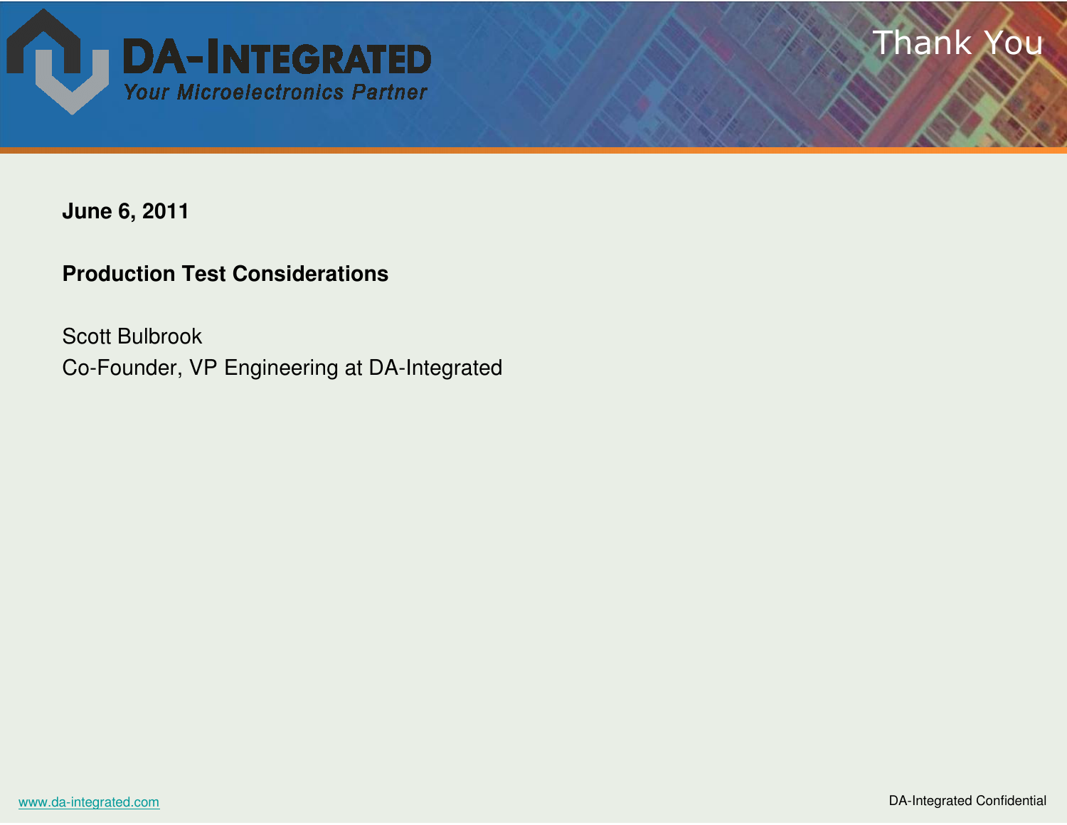# Thank You

**June 6, 2011**

**Production Test Considerations**

Scott Bulbrook
Co-Founder, VP Engineering at DA-Integrated